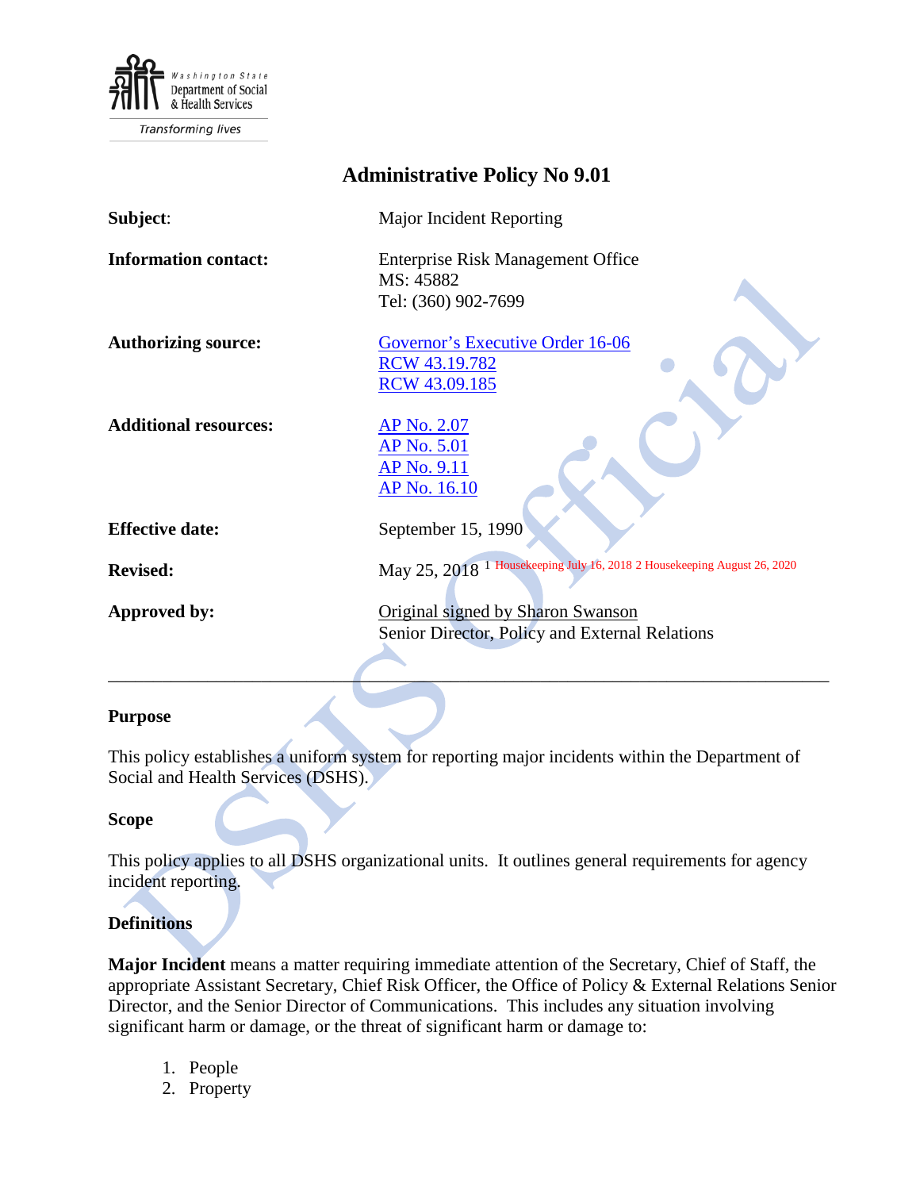Washington State Department of Social & Health Services

Transforming lives

# Administrative Policy No 9.01

**Subject**: Major Incident Reporting

**Information contact:** Enterprise Risk Management Office
MS: 45882
Tel: (360) 902-7699

**Authorizing source:** Governor's Executive Order 16-06
RCW 43.19.782
RCW 43.09.185

**Additional resources:** AP No. 2.07
AP No. 5.01
AP No. 9.11
AP No. 16.10

**Effective date:** September 15, 1990

**Revised:** May 25, 2018 [1] Housekeeping July 16, 2018 2 Housekeeping August 26, 2020

**Approved by:** Original signed by Sharon Swanson
Senior Director, Policy and External Relations

---

## Purpose

This policy establishes a uniform system for reporting major incidents within the Department of Social and Health Services (DSHS).

## Scope

This policy applies to all DSHS organizational units. It outlines general requirements for agency incident reporting.

## Definitions

**Major Incident** means a matter requiring immediate attention of the Secretary, Chief of Staff, the appropriate Assistant Secretary, Chief Risk Officer, the Office of Policy & External Relations Senior Director, and the Senior Director of Communications. This includes any situation involving significant harm or damage, or the threat of significant harm or damage to:

1. People
2. Property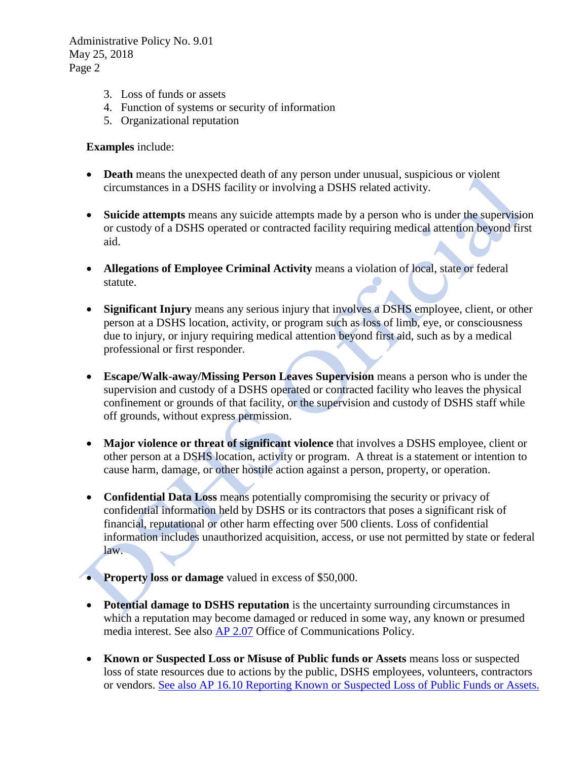3. Loss of funds or assets
4. Function of systems or security of information
5. Organizational reputation

**Examples** include:

- **Death** means the unexpected death of any person under unusual, suspicious or violent circumstances in a DSHS facility or involving a DSHS related activity.

- **Suicide attempts** means any suicide attempts made by a person who is under the supervision or custody of a DSHS operated or contracted facility requiring medical attention beyond first aid.

- **Allegations of Employee Criminal Activity** means a violation of local, state or federal statute.

- **Significant Injury** means any serious injury that involves a DSHS employee, client, or other person at a DSHS location, activity, or program such as loss of limb, eye, or consciousness due to injury, or injury requiring medical attention beyond first aid, such as by a medical professional or first responder.

- **Escape/Walk-away/Missing Person Leaves Supervision** means a person who is under the supervision and custody of a DSHS operated or contracted facility who leaves the physical confinement or grounds of that facility, or the supervision and custody of DSHS staff while off grounds, without express permission.

- **Major violence or threat of significant violence** that involves a DSHS employee, client or other person at a DSHS location, activity or program. A threat is a statement or intention to cause harm, damage, or other hostile action against a person, property, or operation.

- **Confidential Data Loss** means potentially compromising the security or privacy of confidential information held by DSHS or its contractors that poses a significant risk of financial, reputational or other harm effecting over 500 clients. Loss of confidential information includes unauthorized acquisition, access, or use not permitted by state or federal law.

- **Property loss or damage** valued in excess of $50,000.

- **Potential damage to DSHS reputation** is the uncertainty surrounding circumstances in which a reputation may become damaged or reduced in some way, any known or presumed media interest. See also AP 2.07 Office of Communications Policy.

- **Known or Suspected Loss or Misuse of Public funds or Assets** means loss or suspected loss of state resources due to actions by the public, DSHS employees, volunteers, contractors or vendors. See also AP 16.10 Reporting Known or Suspected Loss of Public Funds or Assets.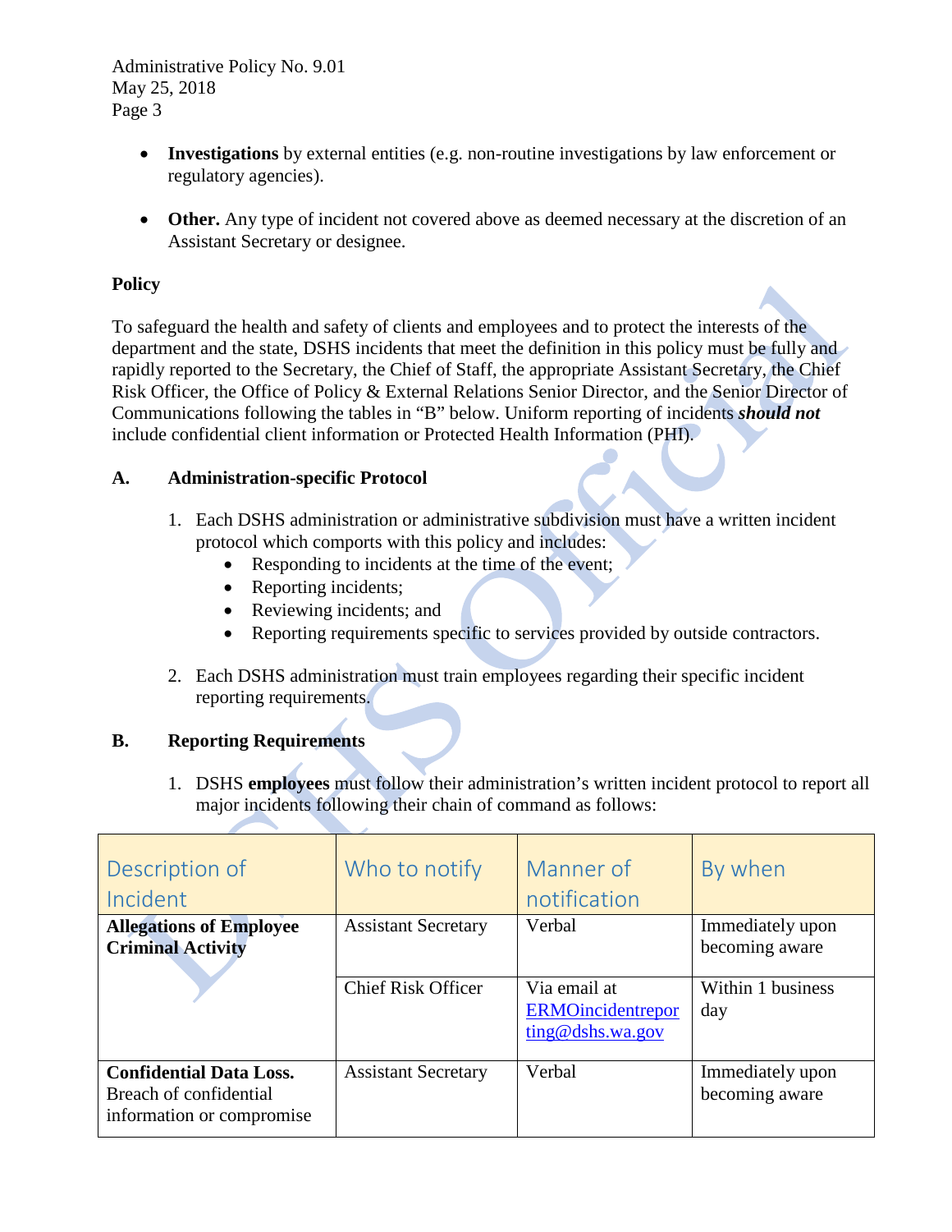- **Investigations** by external entities (e.g. non-routine investigations by law enforcement or regulatory agencies).

- **Other.** Any type of incident not covered above as deemed necessary at the discretion of an Assistant Secretary or designee.

**Policy**

To safeguard the health and safety of clients and employees and to protect the interests of the department and the state, DSHS incidents that meet the definition in this policy must be fully and rapidly reported to the Secretary, the Chief of Staff, the appropriate Assistant Secretary, the Chief Risk Officer, the Office of Policy & External Relations Senior Director, and the Senior Director of Communications following the tables in "B" below. Uniform reporting of incidents ***should not*** include confidential client information or Protected Health Information (PHI).

**A. Administration-specific Protocol**

1. Each DSHS administration or administrative subdivision must have a written incident protocol which comports with this policy and includes:
   - Responding to incidents at the time of the event;
   - Reporting incidents;
   - Reviewing incidents; and
   - Reporting requirements specific to services provided by outside contractors.

2. Each DSHS administration must train employees regarding their specific incident reporting requirements.

**B. Reporting Requirements**

1. DSHS **employees** must follow their administration's written incident protocol to report all major incidents following their chain of command as follows:

| Description of Incident | Who to notify | Manner of notification | By when |
|---|---|---|---|
| **Allegations of Employee Criminal Activity** | Assistant Secretary | Verbal | Immediately upon becoming aware |
| | Chief Risk Officer | Via email at ERMOincidentreporting@dshs.wa.gov | Within 1 business day |
| **Confidential Data Loss.** Breach of confidential information or compromise | Assistant Secretary | Verbal | Immediately upon becoming aware |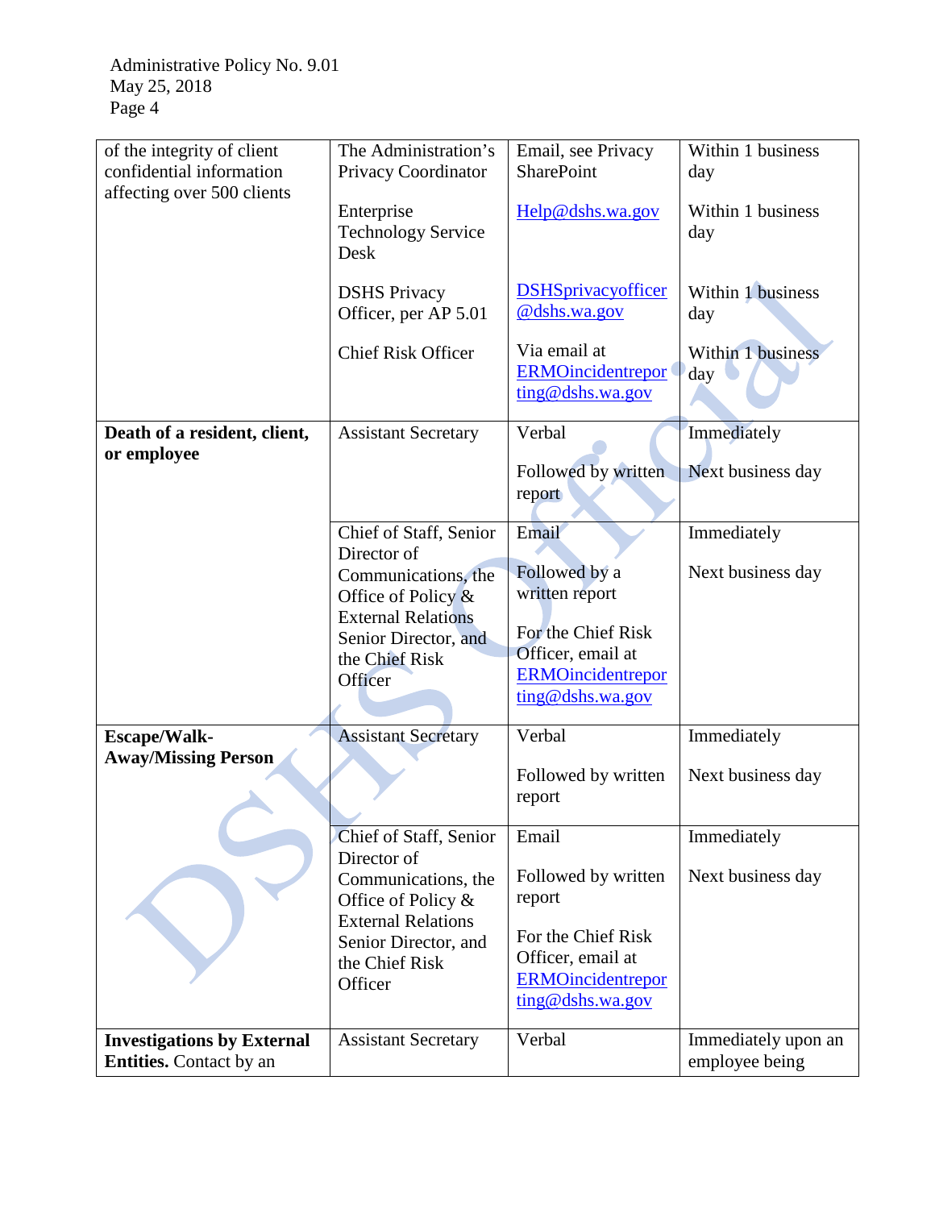| | | | |
|---|---|---|---|
| of the integrity of client confidential information affecting over 500 clients | The Administration's Privacy Coordinator<br><br>Enterprise Technology Service Desk<br><br>DSHS Privacy Officer, per AP 5.01<br><br>Chief Risk Officer | Email, see Privacy SharePoint<br><br>Help@dshs.wa.gov<br><br>DSHSprivacyofficer@dshs.wa.gov<br><br>Via email at ERMOincidentreporting@dshs.wa.gov | Within 1 business day<br><br>Within 1 business day<br><br>Within 1 business day<br><br>Within 1 business day |
| **Death of a resident, client, or employee** | Assistant Secretary | Verbal<br><br>Followed by written report | Immediately<br><br>Next business day |
| | Chief of Staff, Senior Director of Communications, the Office of Policy & External Relations Senior Director, and the Chief Risk Officer | Email<br><br>Followed by a written report<br><br>For the Chief Risk Officer, email at ERMOincidentreporting@dshs.wa.gov | Immediately<br><br>Next business day |
| **Escape/Walk-Away/Missing Person** | Assistant Secretary | Verbal<br><br>Followed by written report | Immediately<br><br>Next business day |
| | Chief of Staff, Senior Director of Communications, the Office of Policy & External Relations Senior Director, and the Chief Risk Officer | Email<br><br>Followed by written report<br><br>For the Chief Risk Officer, email at ERMOincidentreporting@dshs.wa.gov | Immediately<br><br>Next business day |
| **Investigations by External Entities.** Contact by an | Assistant Secretary | Verbal | Immediately upon an employee being |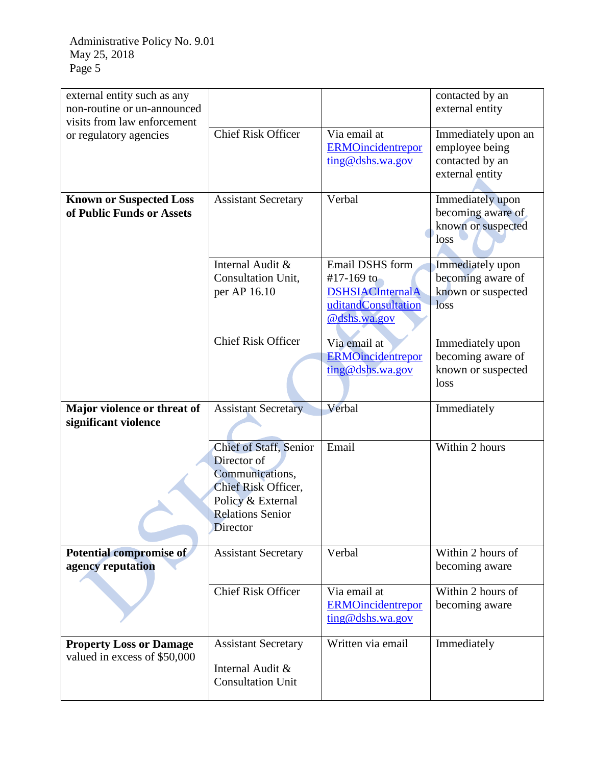| | | | |
|---|---|---|---|
| external entity such as any non-routine or un-announced visits from law enforcement or regulatory agencies | | | contacted by an external entity |
| | Chief Risk Officer | Via email at ERMOincidentreporting@dshs.wa.gov | Immediately upon an employee being contacted by an external entity |
| **Known or Suspected Loss of Public Funds or Assets** | Assistant Secretary | Verbal | Immediately upon becoming aware of known or suspected loss |
| | Internal Audit & Consultation Unit, per AP 16.10<br><br>Chief Risk Officer | Email DSHS form #17-169 to DSHSIACInternalAuditandConsultation@dshs.wa.gov<br><br>Via email at ERMOincidentreporting@dshs.wa.gov | Immediately upon becoming aware of known or suspected loss<br><br>Immediately upon becoming aware of known or suspected loss |
| **Major violence or threat of significant violence** | Assistant Secretary | Verbal | Immediately |
| | Chief of Staff, Senior Director of Communications, Chief Risk Officer, Policy & External Relations Senior Director | Email | Within 2 hours |
| **Potential compromise of agency reputation** | Assistant Secretary | Verbal | Within 2 hours of becoming aware |
| | Chief Risk Officer | Via email at ERMOincidentreporting@dshs.wa.gov | Within 2 hours of becoming aware |
| **Property Loss or Damage** valued in excess of $50,000 | Assistant Secretary<br><br>Internal Audit & Consultation Unit | Written via email | Immediately |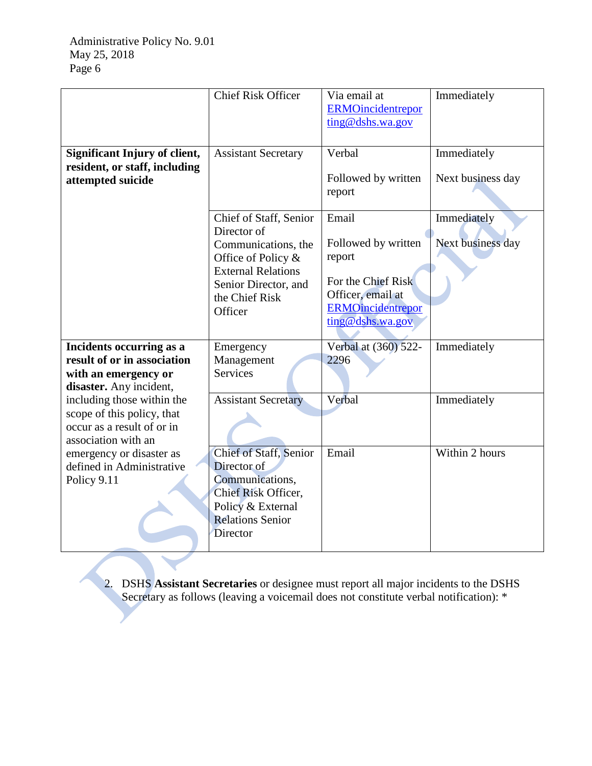| | | | |
|---|---|---|---|
| | Chief Risk Officer | Via email at ERMOincidentreporting@dshs.wa.gov | Immediately |
| **Significant Injury of client, resident, or staff, including attempted suicide** | Assistant Secretary | Verbal<br><br>Followed by written report | Immediately<br><br>Next business day |
| | Chief of Staff, Senior Director of Communications, the Office of Policy & External Relations Senior Director, and the Chief Risk Officer | Email<br><br>Followed by written report<br><br>For the Chief Risk Officer, email at ERMOincidentreporting@dshs.wa.gov | Immediately<br><br>Next business day |
| **Incidents occurring as a result of or in association with an emergency or disaster.** Any incident, including those within the scope of this policy, that occur as a result of or in association with an emergency or disaster as defined in Administrative Policy 9.11 | Emergency Management Services | Verbal at (360) 522-2296 | Immediately |
| | Assistant Secretary | Verbal | Immediately |
| | Chief of Staff, Senior Director of Communications, Chief Risk Officer, Policy & External Relations Senior Director | Email | Within 2 hours |

2. DSHS **Assistant Secretaries** or designee must report all major incidents to the DSHS Secretary as follows (leaving a voicemail does not constitute verbal notification): *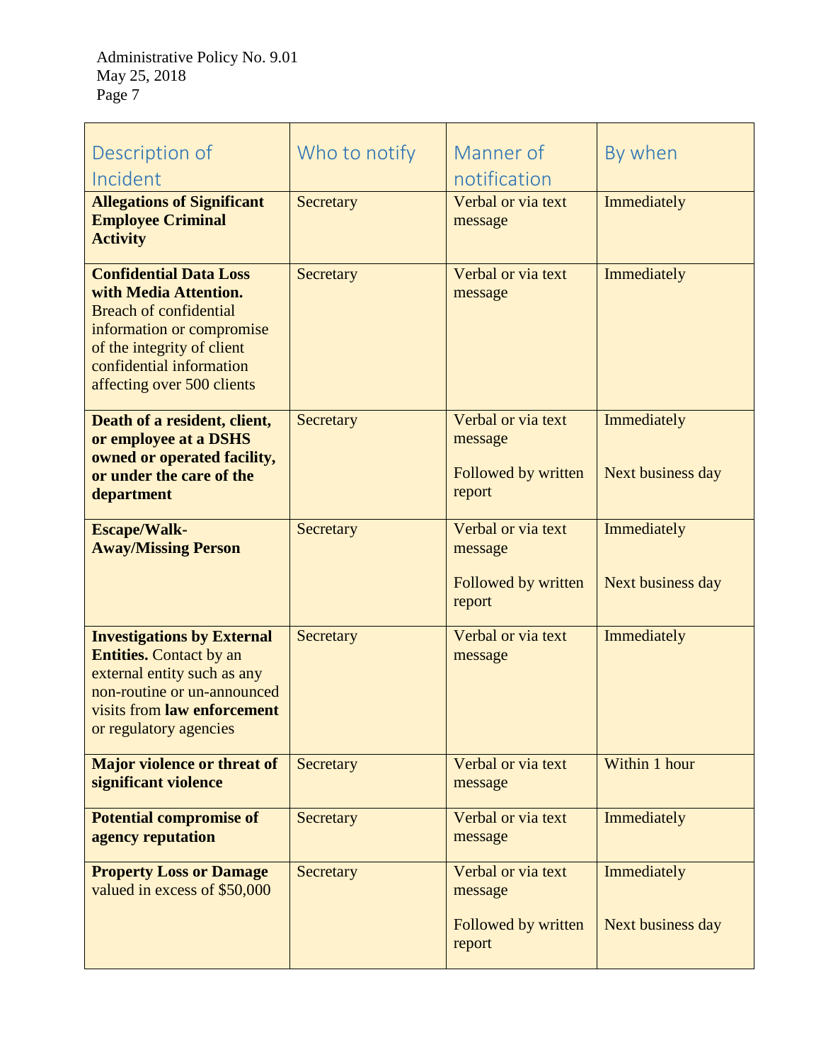| Description of Incident | Who to notify | Manner of notification | By when |
|---|---|---|---|
| **Allegations of Significant Employee Criminal Activity** | Secretary | Verbal or via text message | Immediately |
| **Confidential Data Loss with Media Attention.** Breach of confidential information or compromise of the integrity of client confidential information affecting over 500 clients | Secretary | Verbal or via text message | Immediately |
| **Death of a resident, client, or employee at a DSHS owned or operated facility, or under the care of the department** | Secretary | Verbal or via text message<br><br>Followed by written report | Immediately<br><br>Next business day |
| **Escape/Walk-Away/Missing Person** | Secretary | Verbal or via text message<br><br>Followed by written report | Immediately<br><br>Next business day |
| **Investigations by External Entities.** Contact by an external entity such as any non-routine or un-announced visits from **law enforcement** or regulatory agencies | Secretary | Verbal or via text message | Immediately |
| **Major violence or threat of significant violence** | Secretary | Verbal or via text message | Within 1 hour |
| **Potential compromise of agency reputation** | Secretary | Verbal or via text message | Immediately |
| **Property Loss or Damage** valued in excess of $50,000 | Secretary | Verbal or via text message<br><br>Followed by written report | Immediately<br><br>Next business day |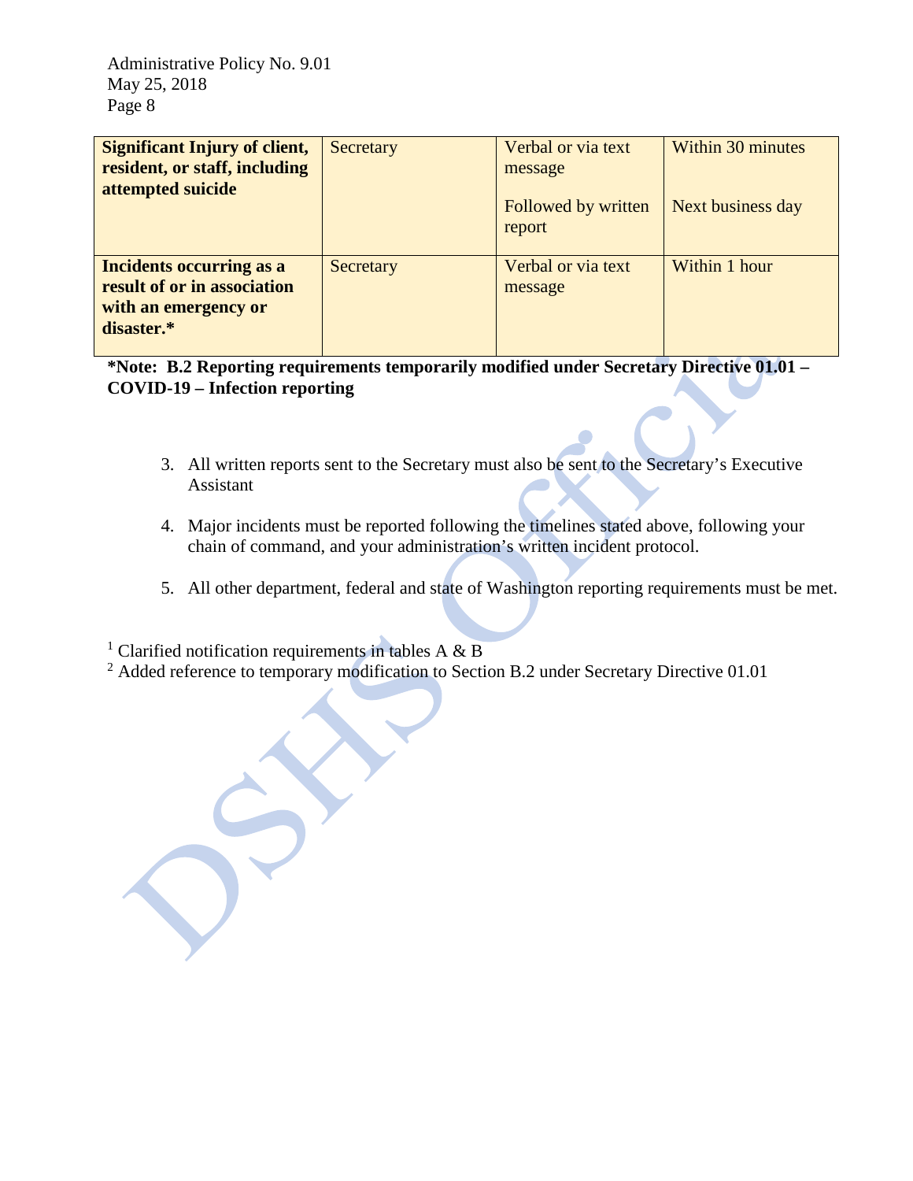| | | | |
|---|---|---|---|
| **Significant Injury of client, resident, or staff, including attempted suicide** | Secretary | Verbal or via text message<br><br>Followed by written report | Within 30 minutes<br><br>Next business day |
| **Incidents occurring as a result of or in association with an emergency or disaster.*** | Secretary | Verbal or via text message | Within 1 hour |

**\*Note: B.2 Reporting requirements temporarily modified under Secretary Directive 01.01 – COVID-19 – Infection reporting**

3. All written reports sent to the Secretary must also be sent to the Secretary's Executive Assistant

4. Major incidents must be reported following the timelines stated above, following your chain of command, and your administration's written incident protocol.

5. All other department, federal and state of Washington reporting requirements must be met.

[1] Clarified notification requirements in tables A & B
[2] Added reference to temporary modification to Section B.2 under Secretary Directive 01.01